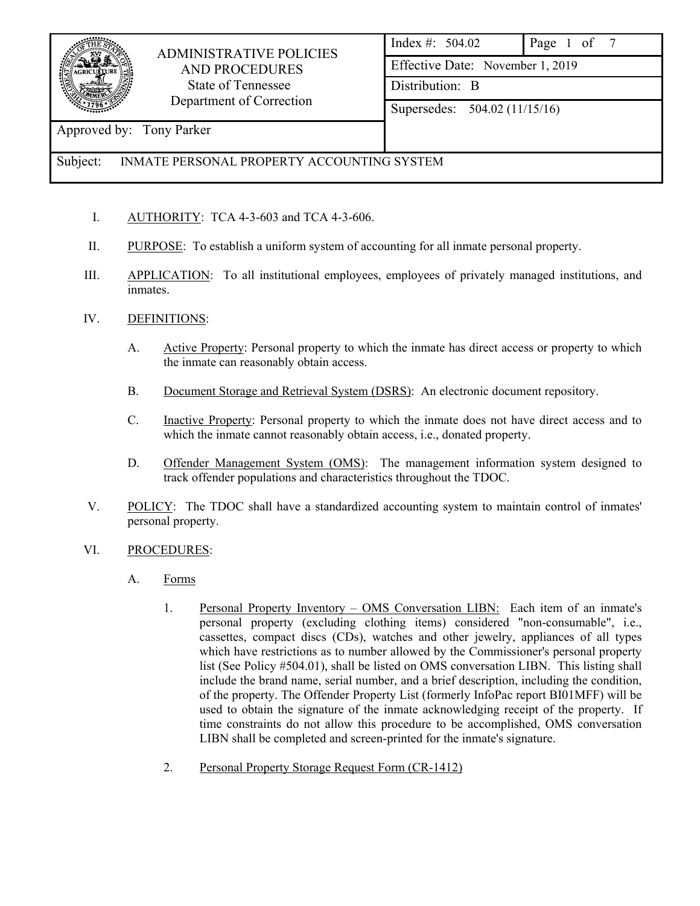| ADMINISTRATIVE POLICIES AND PROCEDURES<br>State of Tennessee<br>Department of Correction | Index #: 504.02 | Page 1 of 7 |
|---|---|---|
| | Effective Date: November 1, 2019 | |
| | Distribution: B | |
| | Supersedes: 504.02 (11/15/16) | |
| Approved by: Tony Parker | | |
| Subject: INMATE PERSONAL PROPERTY ACCOUNTING SYSTEM | | |

I. AUTHORITY: TCA 4-3-603 and TCA 4-3-606.

II. PURPOSE: To establish a uniform system of accounting for all inmate personal property.

III. APPLICATION: To all institutional employees, employees of privately managed institutions, and inmates.

IV. DEFINITIONS:

A. Active Property: Personal property to which the inmate has direct access or property to which the inmate can reasonably obtain access.

B. Document Storage and Retrieval System (DSRS): An electronic document repository.

C. Inactive Property: Personal property to which the inmate does not have direct access and to which the inmate cannot reasonably obtain access, i.e., donated property.

D. Offender Management System (OMS): The management information system designed to track offender populations and characteristics throughout the TDOC.

V. POLICY: The TDOC shall have a standardized accounting system to maintain control of inmates' personal property.

VI. PROCEDURES:

A. Forms

1. Personal Property Inventory – OMS Conversation LIBN: Each item of an inmate's personal property (excluding clothing items) considered "non-consumable", i.e., cassettes, compact discs (CDs), watches and other jewelry, appliances of all types which have restrictions as to number allowed by the Commissioner's personal property list (See Policy #504.01), shall be listed on OMS conversation LIBN. This listing shall include the brand name, serial number, and a brief description, including the condition, of the property. The Offender Property List (formerly InfoPac report BI01MFF) will be used to obtain the signature of the inmate acknowledging receipt of the property. If time constraints do not allow this procedure to be accomplished, OMS conversation LIBN shall be completed and screen-printed for the inmate's signature.

2. Personal Property Storage Request Form (CR-1412)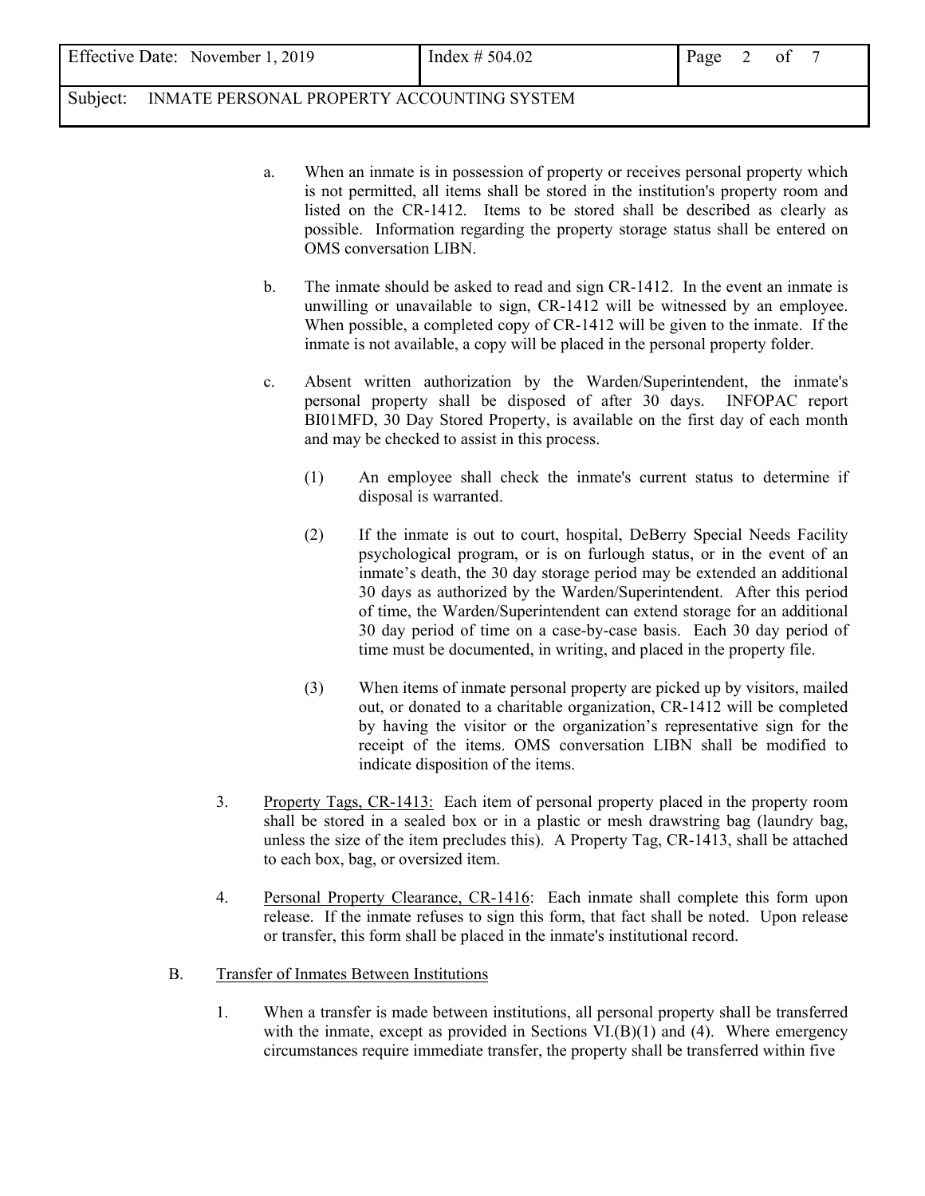a. When an inmate is in possession of property or receives personal property which is not permitted, all items shall be stored in the institution's property room and listed on the CR-1412. Items to be stored shall be described as clearly as possible. Information regarding the property storage status shall be entered on OMS conversation LIBN.

b. The inmate should be asked to read and sign CR-1412. In the event an inmate is unwilling or unavailable to sign, CR-1412 will be witnessed by an employee. When possible, a completed copy of CR-1412 will be given to the inmate. If the inmate is not available, a copy will be placed in the personal property folder.

c. Absent written authorization by the Warden/Superintendent, the inmate's personal property shall be disposed of after 30 days. INFOPAC report BI01MFD, 30 Day Stored Property, is available on the first day of each month and may be checked to assist in this process.

   (1) An employee shall check the inmate's current status to determine if disposal is warranted.

   (2) If the inmate is out to court, hospital, DeBerry Special Needs Facility psychological program, or is on furlough status, or in the event of an inmate's death, the 30 day storage period may be extended an additional 30 days as authorized by the Warden/Superintendent. After this period of time, the Warden/Superintendent can extend storage for an additional 30 day period of time on a case-by-case basis. Each 30 day period of time must be documented, in writing, and placed in the property file.

   (3) When items of inmate personal property are picked up by visitors, mailed out, or donated to a charitable organization, CR-1412 will be completed by having the visitor or the organization's representative sign for the receipt of the items. OMS conversation LIBN shall be modified to indicate disposition of the items.

3. Property Tags, CR-1413: Each item of personal property placed in the property room shall be stored in a sealed box or in a plastic or mesh drawstring bag (laundry bag, unless the size of the item precludes this). A Property Tag, CR-1413, shall be attached to each box, bag, or oversized item.

4. Personal Property Clearance, CR-1416: Each inmate shall complete this form upon release. If the inmate refuses to sign this form, that fact shall be noted. Upon release or transfer, this form shall be placed in the inmate's institutional record.

B. Transfer of Inmates Between Institutions

1. When a transfer is made between institutions, all personal property shall be transferred with the inmate, except as provided in Sections VI.(B)(1) and (4). Where emergency circumstances require immediate transfer, the property shall be transferred within five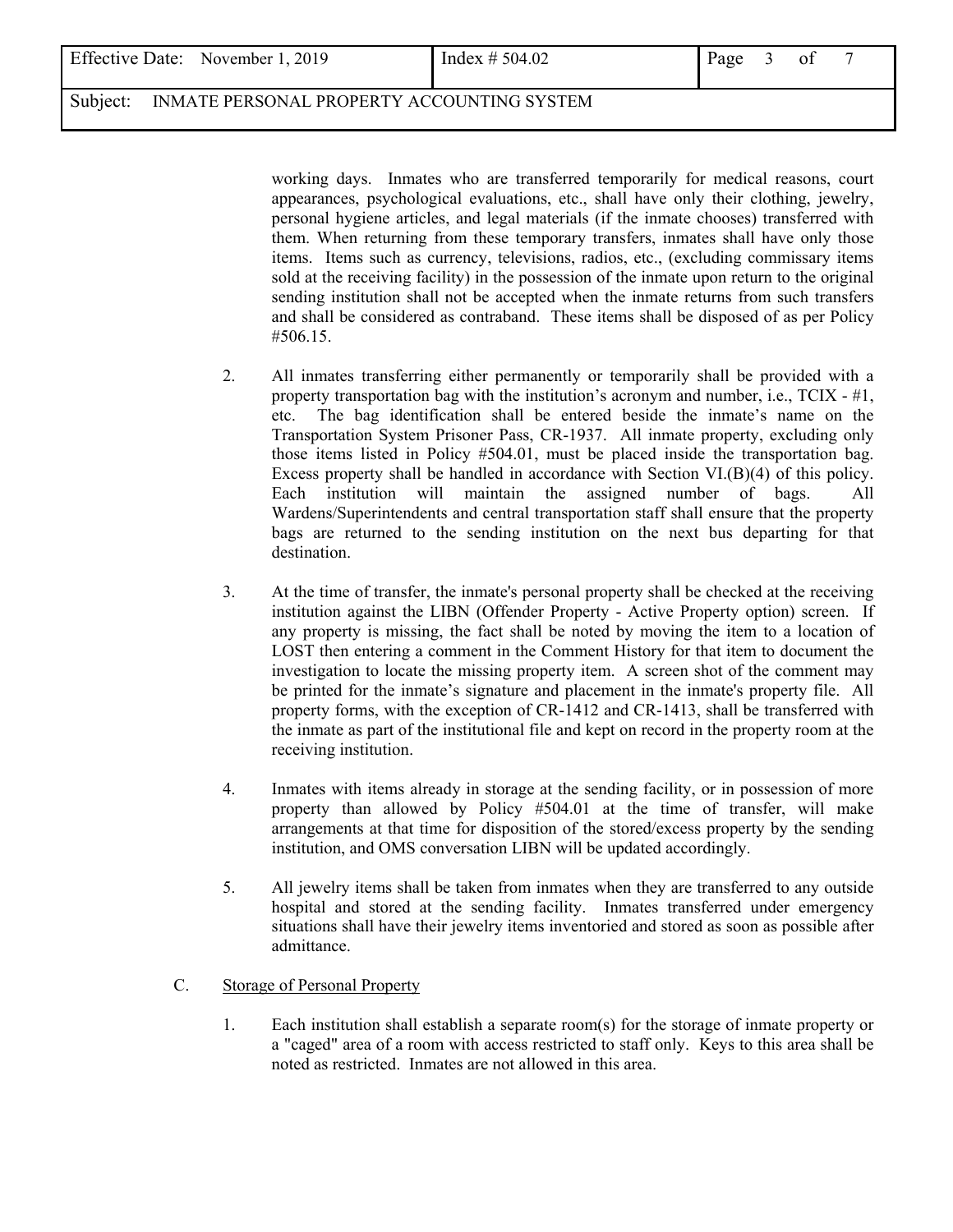working days. Inmates who are transferred temporarily for medical reasons, court appearances, psychological evaluations, etc., shall have only their clothing, jewelry, personal hygiene articles, and legal materials (if the inmate chooses) transferred with them. When returning from these temporary transfers, inmates shall have only those items. Items such as currency, televisions, radios, etc., (excluding commissary items sold at the receiving facility) in the possession of the inmate upon return to the original sending institution shall not be accepted when the inmate returns from such transfers and shall be considered as contraband. These items shall be disposed of as per Policy #506.15.

2. All inmates transferring either permanently or temporarily shall be provided with a property transportation bag with the institution's acronym and number, i.e., TCIX - #1, etc. The bag identification shall be entered beside the inmate's name on the Transportation System Prisoner Pass, CR-1937. All inmate property, excluding only those items listed in Policy #504.01, must be placed inside the transportation bag. Excess property shall be handled in accordance with Section VI.(B)(4) of this policy. Each institution will maintain the assigned number of bags. All Wardens/Superintendents and central transportation staff shall ensure that the property bags are returned to the sending institution on the next bus departing for that destination.

3. At the time of transfer, the inmate's personal property shall be checked at the receiving institution against the LIBN (Offender Property - Active Property option) screen. If any property is missing, the fact shall be noted by moving the item to a location of LOST then entering a comment in the Comment History for that item to document the investigation to locate the missing property item. A screen shot of the comment may be printed for the inmate's signature and placement in the inmate's property file. All property forms, with the exception of CR-1412 and CR-1413, shall be transferred with the inmate as part of the institutional file and kept on record in the property room at the receiving institution.

4. Inmates with items already in storage at the sending facility, or in possession of more property than allowed by Policy #504.01 at the time of transfer, will make arrangements at that time for disposition of the stored/excess property by the sending institution, and OMS conversation LIBN will be updated accordingly.

5. All jewelry items shall be taken from inmates when they are transferred to any outside hospital and stored at the sending facility. Inmates transferred under emergency situations shall have their jewelry items inventoried and stored as soon as possible after admittance.

C. Storage of Personal Property

1. Each institution shall establish a separate room(s) for the storage of inmate property or a "caged" area of a room with access restricted to staff only. Keys to this area shall be noted as restricted. Inmates are not allowed in this area.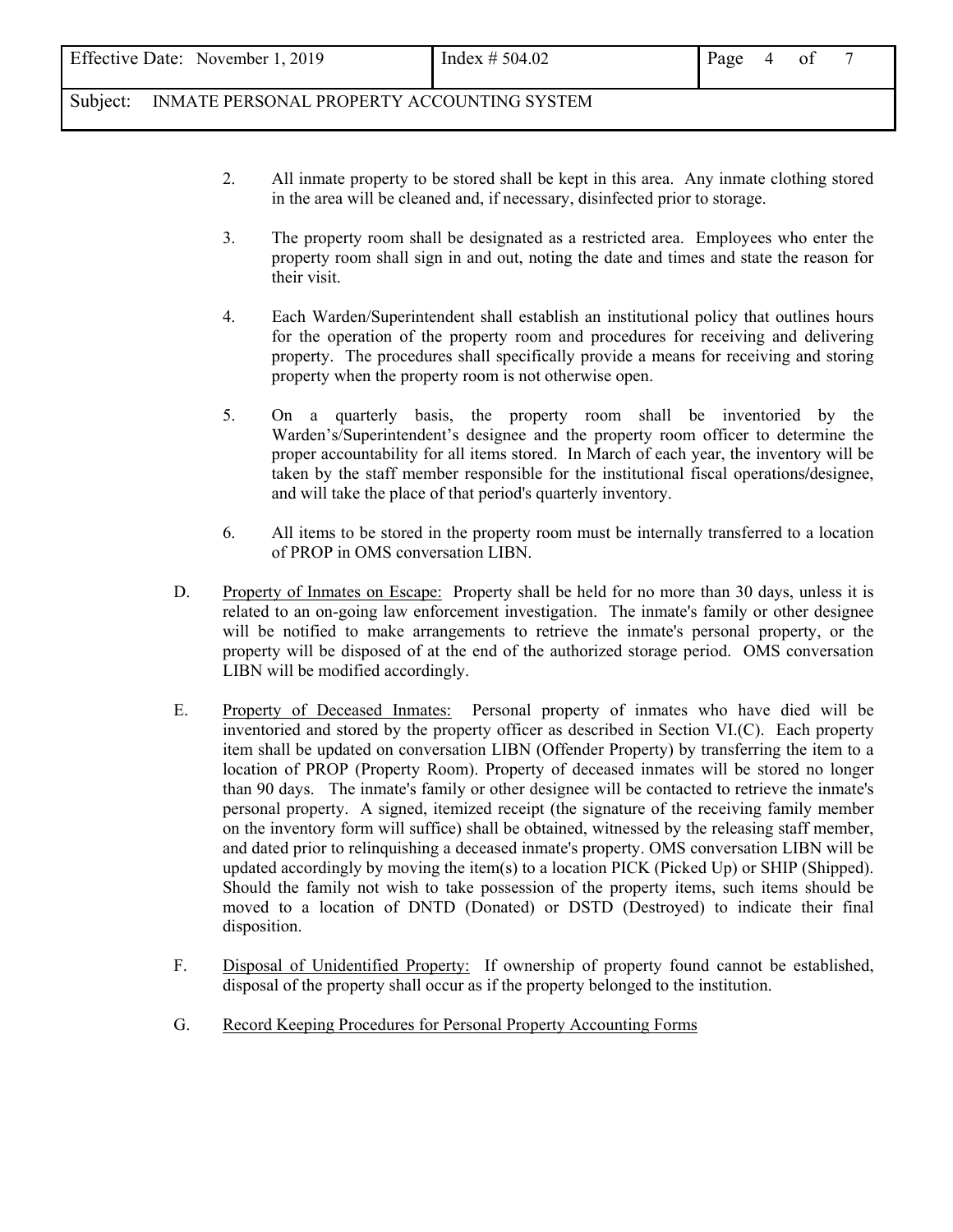2. All inmate property to be stored shall be kept in this area. Any inmate clothing stored in the area will be cleaned and, if necessary, disinfected prior to storage.

3. The property room shall be designated as a restricted area. Employees who enter the property room shall sign in and out, noting the date and times and state the reason for their visit.

4. Each Warden/Superintendent shall establish an institutional policy that outlines hours for the operation of the property room and procedures for receiving and delivering property. The procedures shall specifically provide a means for receiving and storing property when the property room is not otherwise open.

5. On a quarterly basis, the property room shall be inventoried by the Warden's/Superintendent's designee and the property room officer to determine the proper accountability for all items stored. In March of each year, the inventory will be taken by the staff member responsible for the institutional fiscal operations/designee, and will take the place of that period's quarterly inventory.

6. All items to be stored in the property room must be internally transferred to a location of PROP in OMS conversation LIBN.

D. <u>Property of Inmates on Escape:</u> Property shall be held for no more than 30 days, unless it is related to an on-going law enforcement investigation. The inmate's family or other designee will be notified to make arrangements to retrieve the inmate's personal property, or the property will be disposed of at the end of the authorized storage period. OMS conversation LIBN will be modified accordingly.

E. <u>Property of Deceased Inmates:</u> Personal property of inmates who have died will be inventoried and stored by the property officer as described in Section VI.(C). Each property item shall be updated on conversation LIBN (Offender Property) by transferring the item to a location of PROP (Property Room). Property of deceased inmates will be stored no longer than 90 days. The inmate's family or other designee will be contacted to retrieve the inmate's personal property. A signed, itemized receipt (the signature of the receiving family member on the inventory form will suffice) shall be obtained, witnessed by the releasing staff member, and dated prior to relinquishing a deceased inmate's property. OMS conversation LIBN will be updated accordingly by moving the item(s) to a location PICK (Picked Up) or SHIP (Shipped). Should the family not wish to take possession of the property items, such items should be moved to a location of DNTD (Donated) or DSTD (Destroyed) to indicate their final disposition.

F. <u>Disposal of Unidentified Property:</u> If ownership of property found cannot be established, disposal of the property shall occur as if the property belonged to the institution.

G. <u>Record Keeping Procedures for Personal Property Accounting Forms</u>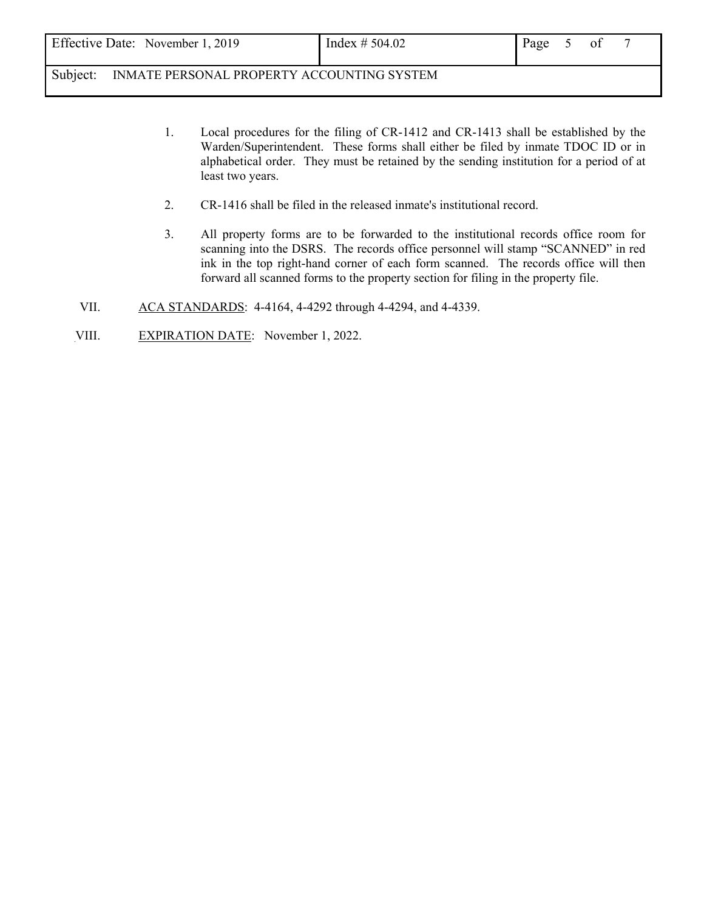1. Local procedures for the filing of CR-1412 and CR-1413 shall be established by the Warden/Superintendent. These forms shall either be filed by inmate TDOC ID or in alphabetical order. They must be retained by the sending institution for a period of at least two years.

2. CR-1416 shall be filed in the released inmate's institutional record.

3. All property forms are to be forwarded to the institutional records office room for scanning into the DSRS. The records office personnel will stamp "SCANNED" in red ink in the top right-hand corner of each form scanned. The records office will then forward all scanned forms to the property section for filing in the property file.

VII. ACA STANDARDS: 4-4164, 4-4292 through 4-4294, and 4-4339.

VIII. EXPIRATION DATE: November 1, 2022.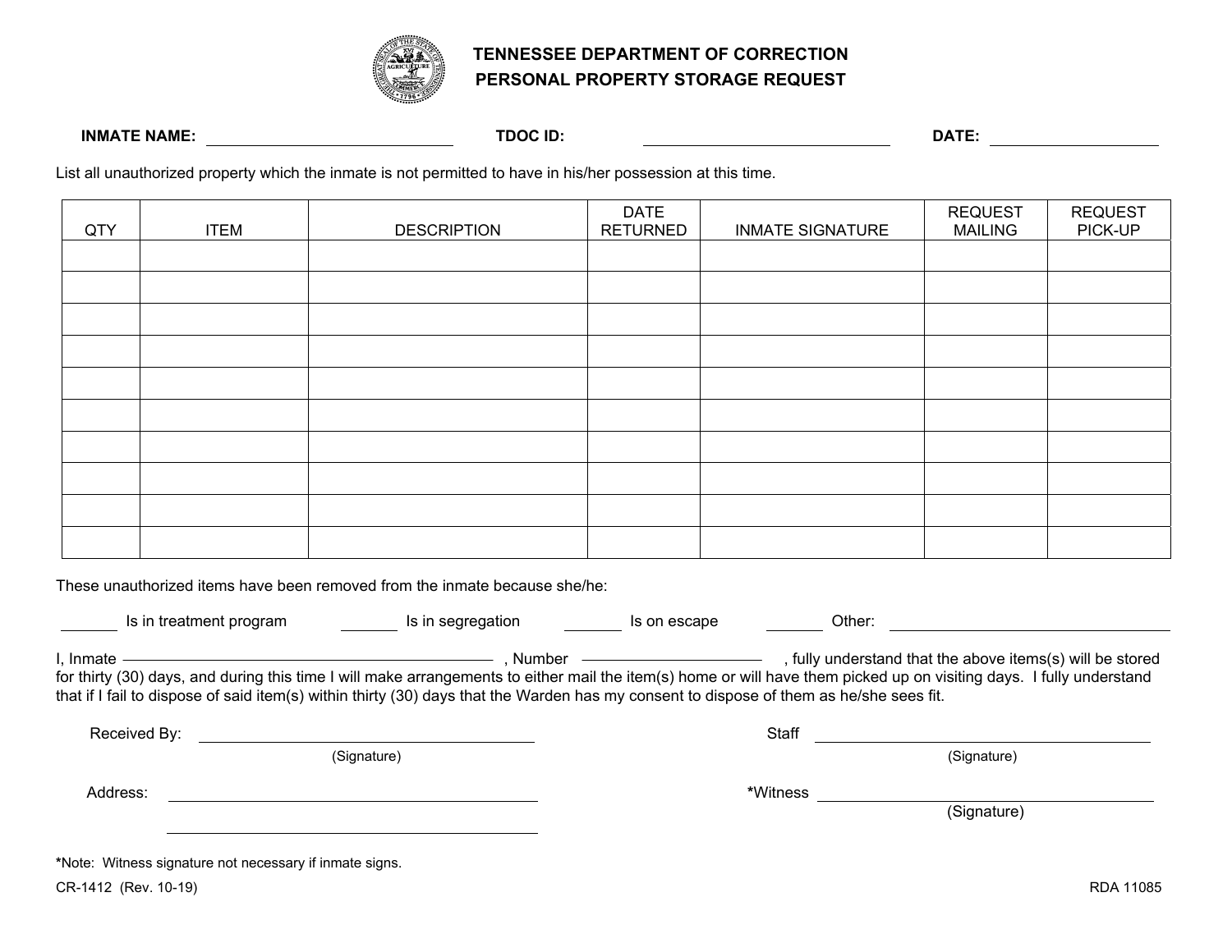# TENNESSEE DEPARTMENT OF CORRECTION
## PERSONAL PROPERTY STORAGE REQUEST

**INMATE NAME:** ______________________ **TDOC ID:** ______________________ **DATE:** ______________

List all unauthorized property which the inmate is not permitted to have in his/her possession at this time.

| QTY | ITEM | DESCRIPTION | DATE RETURNED | INMATE SIGNATURE | REQUEST MAILING | REQUEST PICK-UP |
|---|---|---|---|---|---|---|
| | | | | | | |
| | | | | | | |
| | | | | | | |
| | | | | | | |
| | | | | | | |
| | | | | | | |
| | | | | | | |
| | | | | | | |
| | | | | | | |
| | | | | | | |

These unauthorized items have been removed from the inmate because she/he:

_______ Is in treatment program _______ Is in segregation _______ Is on escape _______ Other: ______________________

I, Inmate ______________________, Number ______________, fully understand that the above items(s) will be stored for thirty (30) days, and during this time I will make arrangements to either mail the item(s) home or will have them picked up on visiting days. I fully understand that if I fail to dispose of said item(s) within thirty (30) days that the Warden has my consent to dispose of them as he/she sees fit.

Received By: ______________________ (Signature)

Staff ______________________ (Signature)

Address: ______________________

______________________

*Witness ______________________ (Signature)

*Note: Witness signature not necessary if inmate signs.

CR-1412 (Rev. 10-19) RDA 11085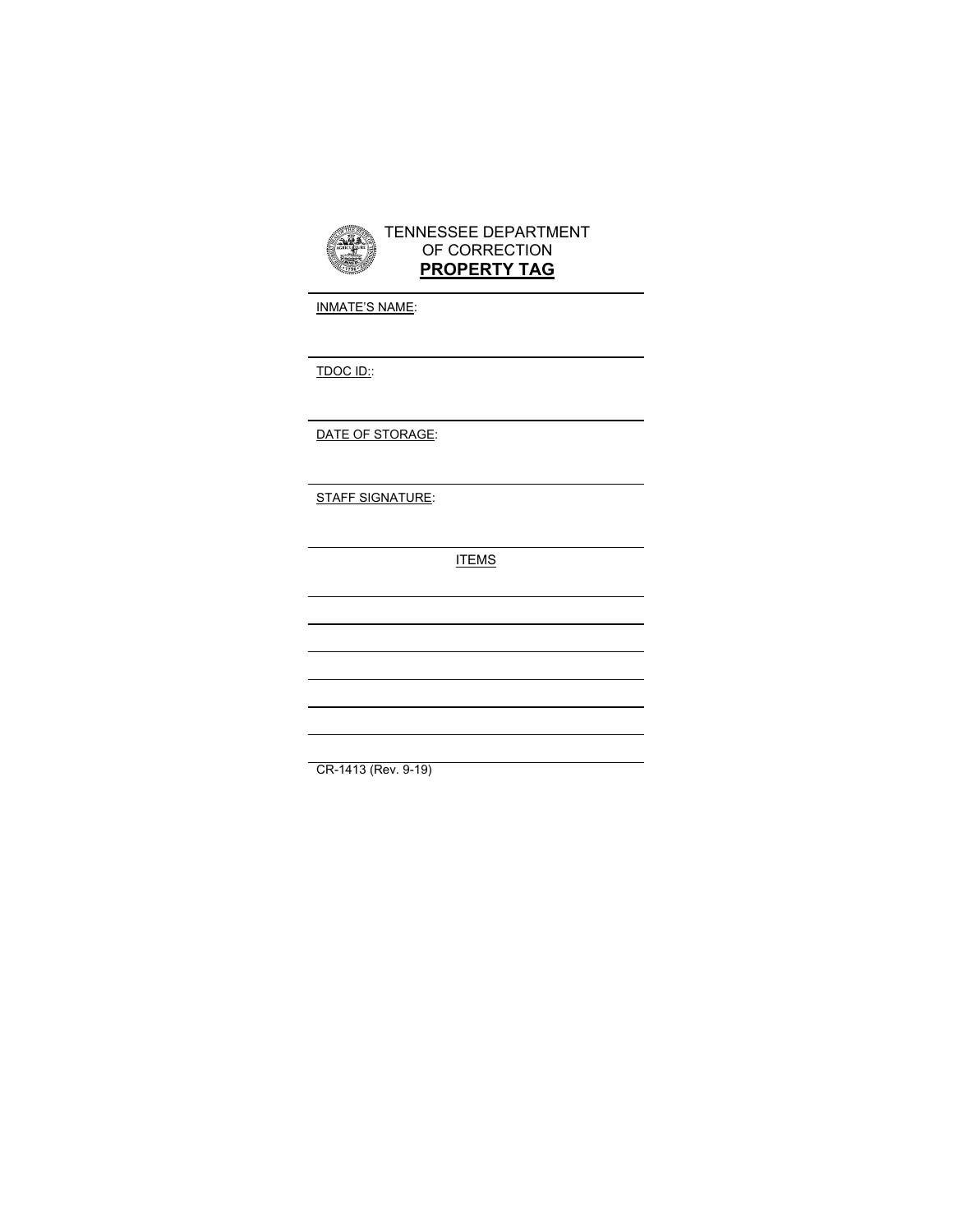TENNESSEE DEPARTMENT
OF CORRECTION
**PROPERTY TAG**

INMATE'S NAME:

TDOC ID::

DATE OF STORAGE:

STAFF SIGNATURE:

ITEMS

CR-1413 (Rev. 9-19)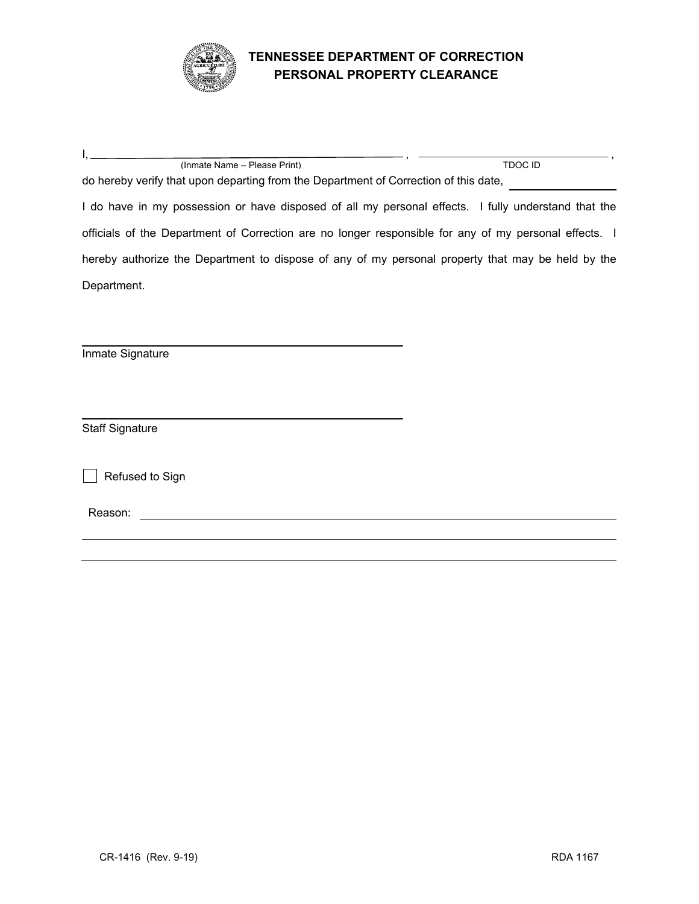# TENNESSEE DEPARTMENT OF CORRECTION
## PERSONAL PROPERTY CLEARANCE

I, ______________________________________________ , ______________________________ ,
(Inmate Name – Please Print) TDOC ID

do hereby verify that upon departing from the Department of Correction of this date, ______________

I do have in my possession or have disposed of all my personal effects. I fully understand that the officials of the Department of Correction are no longer responsible for any of my personal effects. I hereby authorize the Department to dispose of any of my personal property that may be held by the Department.

______________________________________________
Inmate Signature

______________________________________________
Staff Signature

☐ Refused to Sign

Reason: ______________________________________________________________________

________________________________________________________________________________

________________________________________________________________________________

CR-1416 (Rev. 9-19) RDA 1167